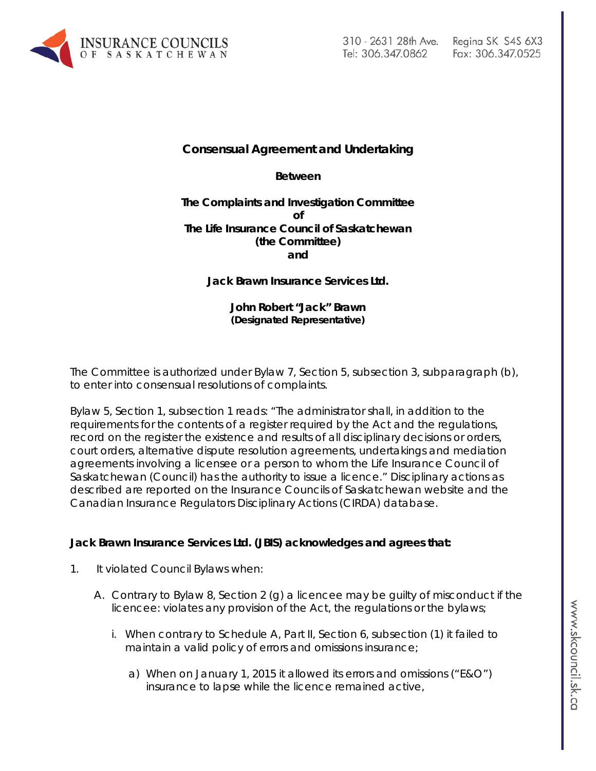**Consensual Agreement and Undertaking**

**Between**

**The Complaints and Investigation Committee**
**of**
**The Life Insurance Council of Saskatchewan**
**(the Committee)**
**and**

**Jack Brawn Insurance Services Ltd.**

**John Robert "Jack" Brawn**
**(Designated Representative)**

The Committee is authorized under Bylaw 7, Section 5, subsection 3, subparagraph (b), to enter into consensual resolutions of complaints.

Bylaw 5, Section 1, subsection 1 reads: "The administrator shall, in addition to the requirements for the contents of a register required by the Act and the regulations, record on the register the existence and results of all disciplinary decisions or orders, court orders, alternative dispute resolution agreements, undertakings and mediation agreements involving a licensee or a person to whom the Life Insurance Council of Saskatchewan (Council) has the authority to issue a licence." Disciplinary actions as described are reported on the Insurance Councils of Saskatchewan website and the Canadian Insurance Regulators Disciplinary Actions (CIRDA) database.

**Jack Brawn Insurance Services Ltd. (JBIS) acknowledges and agrees that:**

1. It violated Council Bylaws when:

   A. Contrary to Bylaw 8, Section 2 (g) a licencee may be guilty of misconduct if the licencee: violates any provision of the Act, the regulations or the bylaws;

      i. When contrary to Schedule A, Part II, Section 6, subsection (1) it failed to maintain a valid policy of errors and omissions insurance;

         a) When on January 1, 2015 it allowed its errors and omissions ("E&O") insurance to lapse while the licence remained active,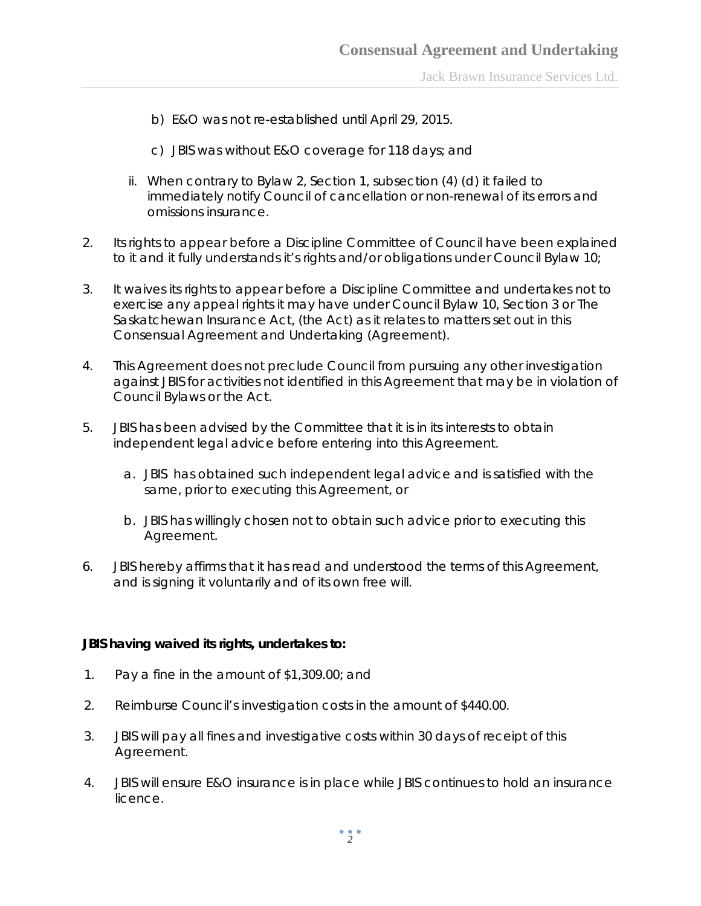b) E&O was not re-established until April 29, 2015.

c) JBIS was without E&O coverage for 118 days; and

ii. When contrary to Bylaw 2, Section 1, subsection (4) (d) it failed to immediately notify Council of cancellation or non-renewal of its errors and omissions insurance.

2. Its rights to appear before a Discipline Committee of Council have been explained to it and it fully understands it's rights and/or obligations under Council Bylaw 10;

3. It waives its rights to appear before a Discipline Committee and undertakes not to exercise any appeal rights it may have under Council Bylaw 10, Section 3 or The Saskatchewan Insurance Act, (the Act) as it relates to matters set out in this Consensual Agreement and Undertaking (Agreement).

4. This Agreement does not preclude Council from pursuing any other investigation against JBIS for activities not identified in this Agreement that may be in violation of Council Bylaws or the Act.

5. JBIS has been advised by the Committee that it is in its interests to obtain independent legal advice before entering into this Agreement.

   a. JBIS has obtained such independent legal advice and is satisfied with the same, prior to executing this Agreement, or

   b. JBIS has willingly chosen not to obtain such advice prior to executing this Agreement.

6. JBIS hereby affirms that it has read and understood the terms of this Agreement, and is signing it voluntarily and of its own free will.

**JBIS having waived its rights, undertakes to:**

1. Pay a fine in the amount of $1,309.00; and

2. Reimburse Council's investigation costs in the amount of $440.00.

3. JBIS will pay all fines and investigative costs within 30 days of receipt of this Agreement.

4. JBIS will ensure E&O insurance is in place while JBIS continues to hold an insurance licence.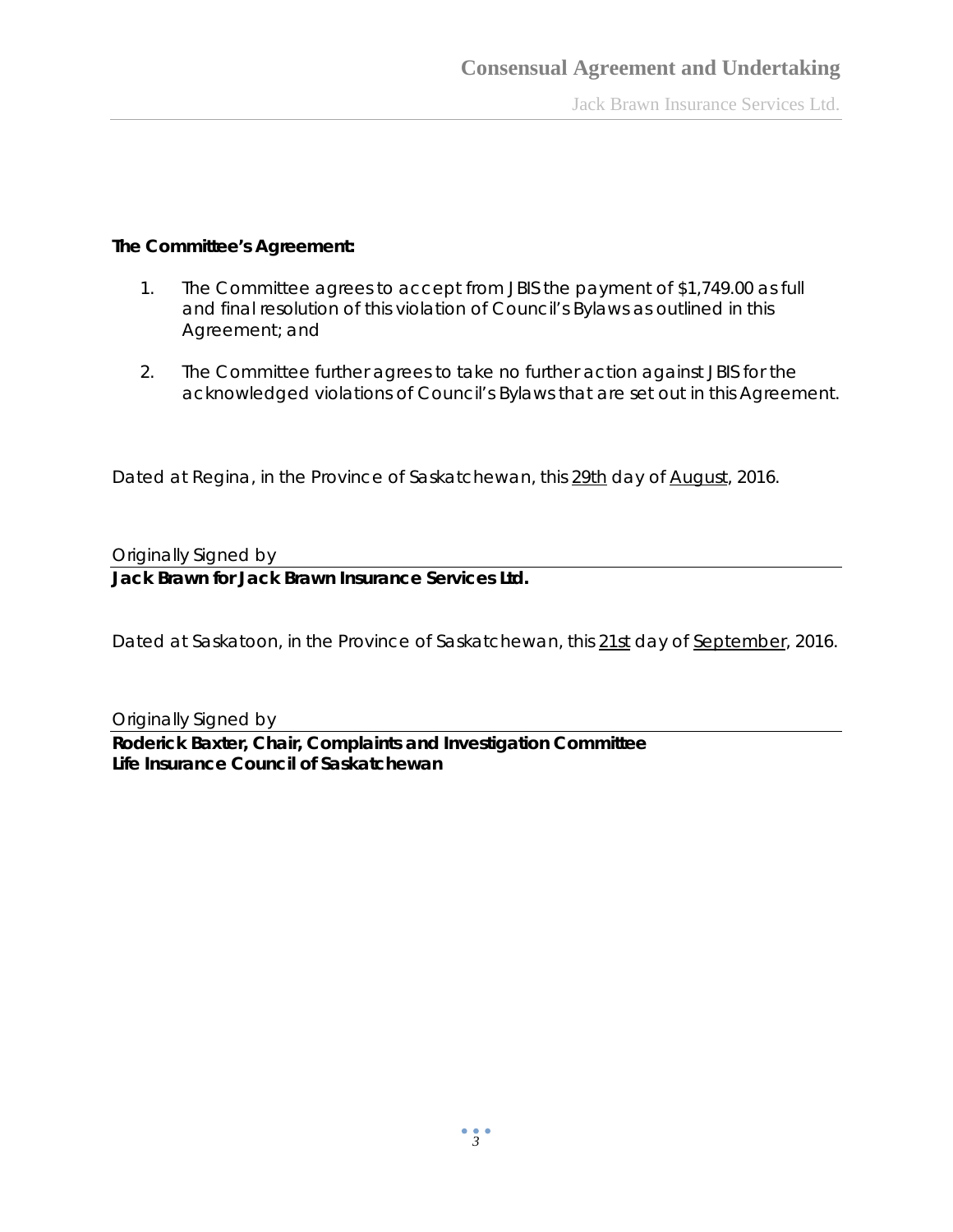**The Committee's Agreement:**

1. The Committee agrees to accept from JBIS the payment of $1,749.00 as full and final resolution of this violation of Council's Bylaws as outlined in this Agreement; and

2. The Committee further agrees to take no further action against JBIS for the acknowledged violations of Council's Bylaws that are set out in this Agreement.

Dated at Regina, in the Province of Saskatchewan, this 29th day of August, 2016.

Originally Signed by

**Jack Brawn for Jack Brawn Insurance Services Ltd.**

Dated at Saskatoon, in the Province of Saskatchewan, this 21st day of September, 2016.

Originally Signed by

**Roderick Baxter, Chair, Complaints and Investigation Committee**
**Life Insurance Council of Saskatchewan**